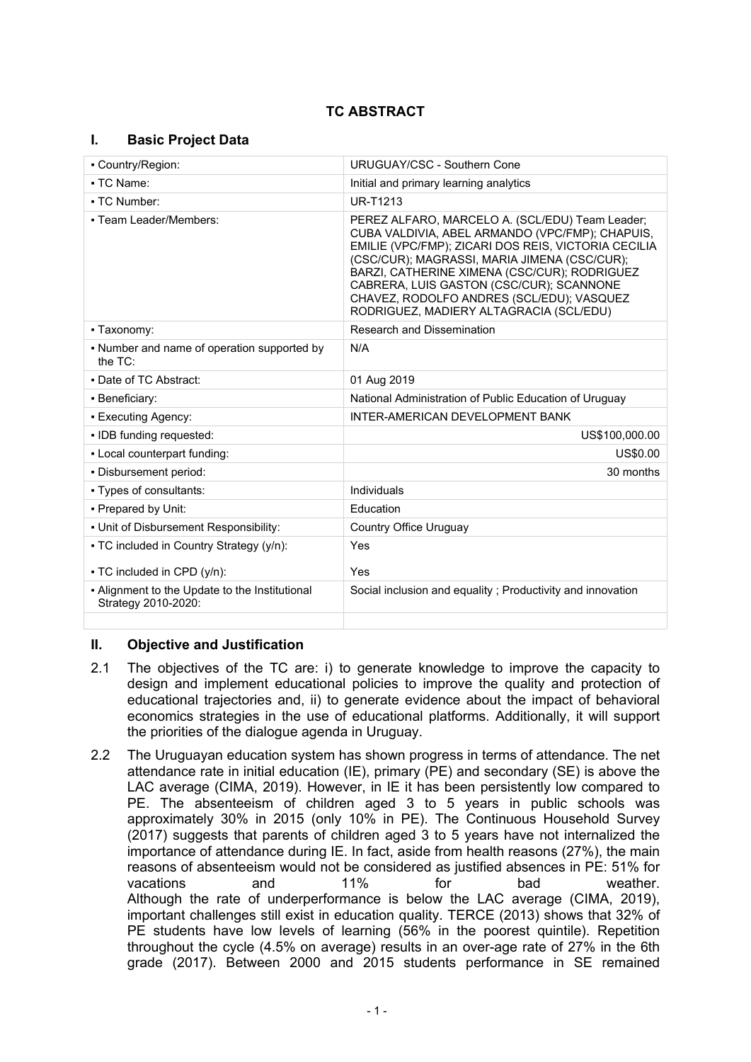# TC ABSTRACT

## I. Basic Project Data

| | |
|---|---|
| ▪ Country/Region: | URUGUAY/CSC - Southern Cone |
| ▪ TC Name: | Initial and primary learning analytics |
| ▪ TC Number: | UR-T1213 |
| ▪ Team Leader/Members: | PEREZ ALFARO, MARCELO A. (SCL/EDU) Team Leader; CUBA VALDIVIA, ABEL ARMANDO (VPC/FMP); CHAPUIS, EMILIE (VPC/FMP); ZICARI DOS REIS, VICTORIA CECILIA (CSC/CUR); MAGRASSI, MARIA JIMENA (CSC/CUR); BARZI, CATHERINE XIMENA (CSC/CUR); RODRIGUEZ CABRERA, LUIS GASTON (CSC/CUR); SCANNONE CHAVEZ, RODOLFO ANDRES (SCL/EDU); VASQUEZ RODRIGUEZ, MADIERY ALTAGRACIA (SCL/EDU) |
| ▪ Taxonomy: | Research and Dissemination |
| ▪ Number and name of operation supported by the TC: | N/A |
| ▪ Date of TC Abstract: | 01 Aug 2019 |
| ▪ Beneficiary: | National Administration of Public Education of Uruguay |
| ▪ Executing Agency: | INTER-AMERICAN DEVELOPMENT BANK |
| ▪ IDB funding requested: | US$100,000.00 |
| ▪ Local counterpart funding: | US$0.00 |
| ▪ Disbursement period: | 30 months |
| ▪ Types of consultants: | Individuals |
| ▪ Prepared by Unit: | Education |
| ▪ Unit of Disbursement Responsibility: | Country Office Uruguay |
| ▪ TC included in Country Strategy (y/n): ▪ TC included in CPD (y/n): | Yes Yes |
| ▪ Alignment to the Update to the Institutional Strategy 2010-2020: | Social inclusion and equality ; Productivity and innovation |
| | |

## II. Objective and Justification

2.1 The objectives of the TC are: i) to generate knowledge to improve the capacity to design and implement educational policies to improve the quality and protection of educational trajectories and, ii) to generate evidence about the impact of behavioral economics strategies in the use of educational platforms. Additionally, it will support the priorities of the dialogue agenda in Uruguay.

2.2 The Uruguayan education system has shown progress in terms of attendance. The net attendance rate in initial education (IE), primary (PE) and secondary (SE) is above the LAC average (CIMA, 2019). However, in IE it has been persistently low compared to PE. The absenteeism of children aged 3 to 5 years in public schools was approximately 30% in 2015 (only 10% in PE). The Continuous Household Survey (2017) suggests that parents of children aged 3 to 5 years have not internalized the importance of attendance during IE. In fact, aside from health reasons (27%), the main reasons of absenteeism would not be considered as justified absences in PE: 51% for vacations and 11% for bad weather. Although the rate of underperformance is below the LAC average (CIMA, 2019), important challenges still exist in education quality. TERCE (2013) shows that 32% of PE students have low levels of learning (56% in the poorest quintile). Repetition throughout the cycle (4.5% on average) results in an over-age rate of 27% in the 6th grade (2017). Between 2000 and 2015 students performance in SE remained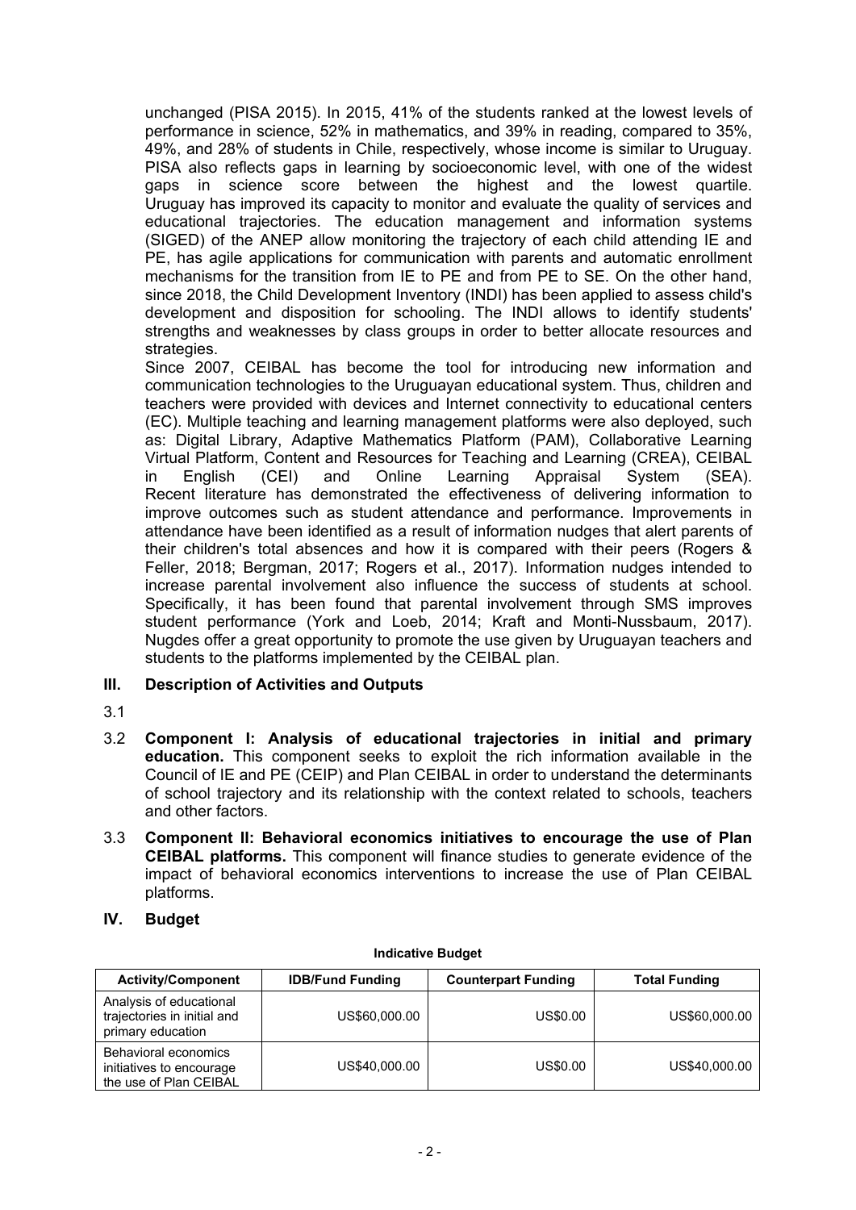unchanged (PISA 2015). In 2015, 41% of the students ranked at the lowest levels of performance in science, 52% in mathematics, and 39% in reading, compared to 35%, 49%, and 28% of students in Chile, respectively, whose income is similar to Uruguay. PISA also reflects gaps in learning by socioeconomic level, with one of the widest gaps in science score between the highest and the lowest quartile. Uruguay has improved its capacity to monitor and evaluate the quality of services and educational trajectories. The education management and information systems (SIGED) of the ANEP allow monitoring the trajectory of each child attending IE and PE, has agile applications for communication with parents and automatic enrollment mechanisms for the transition from IE to PE and from PE to SE. On the other hand, since 2018, the Child Development Inventory (INDI) has been applied to assess child's development and disposition for schooling. The INDI allows to identify students' strengths and weaknesses by class groups in order to better allocate resources and strategies.

Since 2007, CEIBAL has become the tool for introducing new information and communication technologies to the Uruguayan educational system. Thus, children and teachers were provided with devices and Internet connectivity to educational centers (EC). Multiple teaching and learning management platforms were also deployed, such as: Digital Library, Adaptive Mathematics Platform (PAM), Collaborative Learning Virtual Platform, Content and Resources for Teaching and Learning (CREA), CEIBAL in English (CEI) and Online Learning Appraisal System (SEA). Recent literature has demonstrated the effectiveness of delivering information to improve outcomes such as student attendance and performance. Improvements in attendance have been identified as a result of information nudges that alert parents of their children's total absences and how it is compared with their peers (Rogers & Feller, 2018; Bergman, 2017; Rogers et al., 2017). Information nudges intended to increase parental involvement also influence the success of students at school. Specifically, it has been found that parental involvement through SMS improves student performance (York and Loeb, 2014; Kraft and Monti-Nussbaum, 2017). Nugdes offer a great opportunity to promote the use given by Uruguayan teachers and students to the platforms implemented by the CEIBAL plan.

## III. Description of Activities and Outputs

3.1

3.2 **Component I: Analysis of educational trajectories in initial and primary education.** This component seeks to exploit the rich information available in the Council of IE and PE (CEIP) and Plan CEIBAL in order to understand the determinants of school trajectory and its relationship with the context related to schools, teachers and other factors.

3.3 **Component II: Behavioral economics initiatives to encourage the use of Plan CEIBAL platforms.** This component will finance studies to generate evidence of the impact of behavioral economics interventions to increase the use of Plan CEIBAL platforms.

## IV. Budget

**Indicative Budget**

| Activity/Component | IDB/Fund Funding | Counterpart Funding | Total Funding |
|---|---|---|---|
| Analysis of educational trajectories in initial and primary education | US$60,000.00 | US$0.00 | US$60,000.00 |
| Behavioral economics initiatives to encourage the use of Plan CEIBAL | US$40,000.00 | US$0.00 | US$40,000.00 |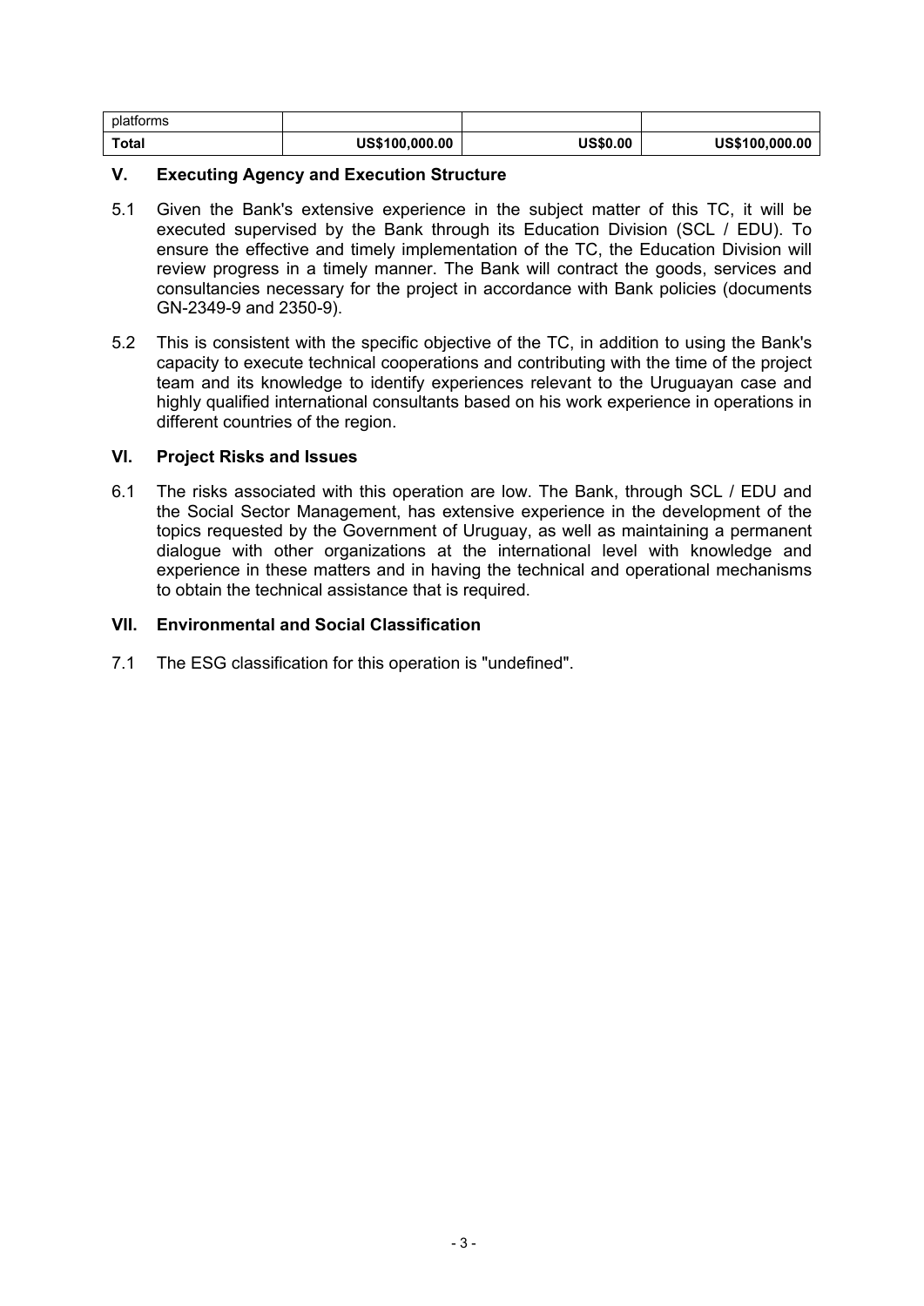| | | | |
|---|---|---|---|
| platforms | | | |
| **Total** | **US$100,000.00** | **US$0.00** | **US$100,000.00** |

## V. Executing Agency and Execution Structure

5.1 Given the Bank's extensive experience in the subject matter of this TC, it will be executed supervised by the Bank through its Education Division (SCL / EDU). To ensure the effective and timely implementation of the TC, the Education Division will review progress in a timely manner. The Bank will contract the goods, services and consultancies necessary for the project in accordance with Bank policies (documents GN-2349-9 and 2350-9).

5.2 This is consistent with the specific objective of the TC, in addition to using the Bank's capacity to execute technical cooperations and contributing with the time of the project team and its knowledge to identify experiences relevant to the Uruguayan case and highly qualified international consultants based on his work experience in operations in different countries of the region.

## VI. Project Risks and Issues

6.1 The risks associated with this operation are low. The Bank, through SCL / EDU and the Social Sector Management, has extensive experience in the development of the topics requested by the Government of Uruguay, as well as maintaining a permanent dialogue with other organizations at the international level with knowledge and experience in these matters and in having the technical and operational mechanisms to obtain the technical assistance that is required.

## VII. Environmental and Social Classification

7.1 The ESG classification for this operation is "undefined".